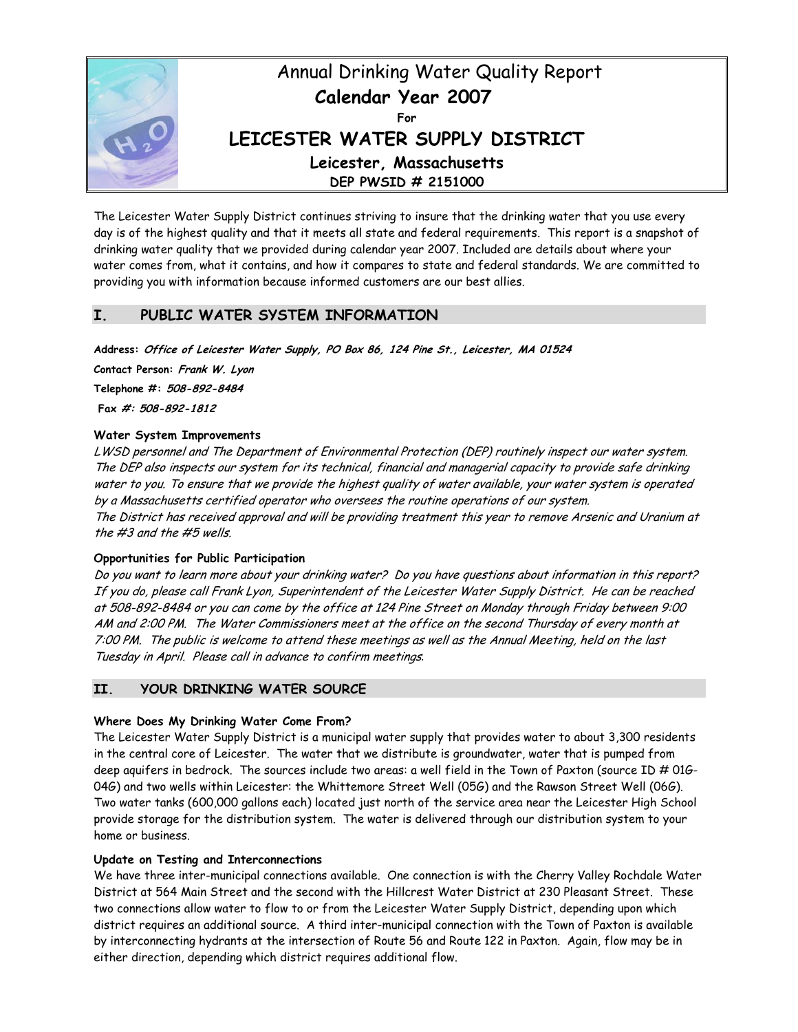# Annual Drinking Water Quality Report

## Calendar Year 2007

**For**

## LEICESTER WATER SUPPLY DISTRICT

**Leicester, Massachusetts**

**DEP PWSID # 2151000**

The Leicester Water Supply District continues striving to insure that the drinking water that you use every day is of the highest quality and that it meets all state and federal requirements. This report is a snapshot of drinking water quality that we provided during calendar year 2007. Included are details about where your water comes from, what it contains, and how it compares to state and federal standards. We are committed to providing you with information because informed customers are our best allies.

## I. PUBLIC WATER SYSTEM INFORMATION

**Address:** ***Office of Leicester Water Supply, PO Box 86, 124 Pine St., Leicester, MA 01524***

**Contact Person:** ***Frank W. Lyon***

**Telephone #:** ***508-892-8484***

**Fax #:** ***508-892-1812***

### Water System Improvements

*LWSD personnel and The Department of Environmental Protection (DEP) routinely inspect our water system. The DEP also inspects our system for its technical, financial and managerial capacity to provide safe drinking water to you. To ensure that we provide the highest quality of water available, your water system is operated by a Massachusetts certified operator who oversees the routine operations of our system.*

*The District has received approval and will be providing treatment this year to remove Arsenic and Uranium at the #3 and the #5 wells.*

### Opportunities for Public Participation

*Do you want to learn more about your drinking water? Do you have questions about information in this report? If you do, please call Frank Lyon, Superintendent of the Leicester Water Supply District. He can be reached at 508-892-8484 or you can come by the office at 124 Pine Street on Monday through Friday between 9:00 AM and 2:00 PM. The Water Commissioners meet at the office on the second Thursday of every month at 7:00 PM. The public is welcome to attend these meetings as well as the Annual Meeting, held on the last Tuesday in April. Please call in advance to confirm meetings.*

## II. YOUR DRINKING WATER SOURCE

### Where Does My Drinking Water Come From?

The Leicester Water Supply District is a municipal water supply that provides water to about 3,300 residents in the central core of Leicester. The water that we distribute is groundwater, water that is pumped from deep aquifers in bedrock. The sources include two areas: a well field in the Town of Paxton (source ID # 01G-04G) and two wells within Leicester: the Whittemore Street Well (05G) and the Rawson Street Well (06G). Two water tanks (600,000 gallons each) located just north of the service area near the Leicester High School provide storage for the distribution system. The water is delivered through our distribution system to your home or business.

### Update on Testing and Interconnections

We have three inter-municipal connections available. One connection is with the Cherry Valley Rochdale Water District at 564 Main Street and the second with the Hillcrest Water District at 230 Pleasant Street. These two connections allow water to flow to or from the Leicester Water Supply District, depending upon which district requires an additional source. A third inter-municipal connection with the Town of Paxton is available by interconnecting hydrants at the intersection of Route 56 and Route 122 in Paxton. Again, flow may be in either direction, depending which district requires additional flow.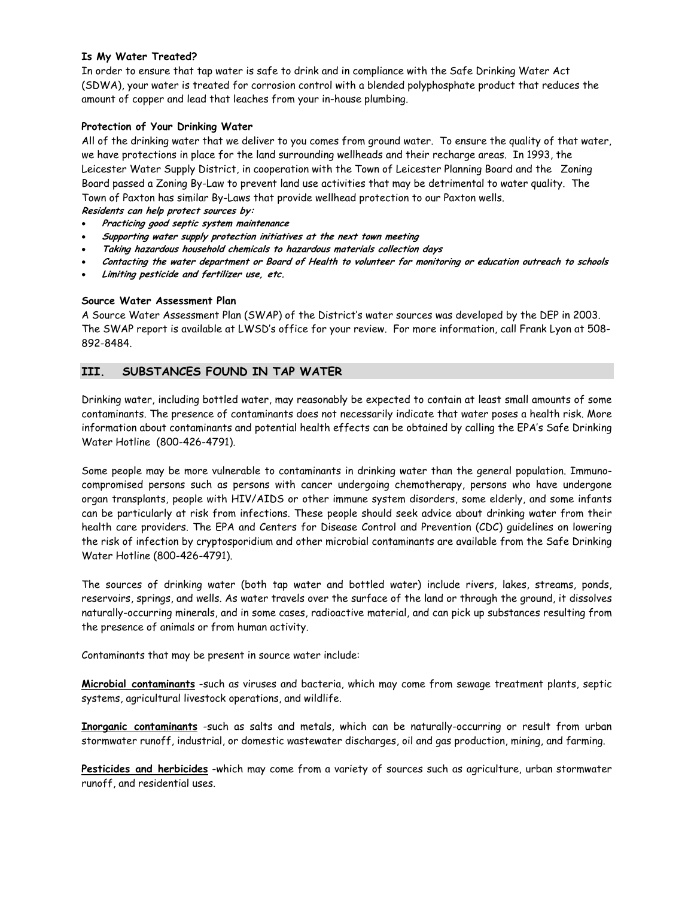**Is My Water Treated?**

In order to ensure that tap water is safe to drink and in compliance with the Safe Drinking Water Act (SDWA), your water is treated for corrosion control with a blended polyphosphate product that reduces the amount of copper and lead that leaches from your in-house plumbing.

**Protection of Your Drinking Water**

All of the drinking water that we deliver to you comes from ground water. To ensure the quality of that water, we have protections in place for the land surrounding wellheads and their recharge areas. In 1993, the Leicester Water Supply District, in cooperation with the Town of Leicester Planning Board and the Zoning Board passed a Zoning By-Law to prevent land use activities that may be detrimental to water quality. The Town of Paxton has similar By-Laws that provide wellhead protection to our Paxton wells.

***Residents can help protect sources by:***

- ***Practicing good septic system maintenance***
- ***Supporting water supply protection initiatives at the next town meeting***
- ***Taking hazardous household chemicals to hazardous materials collection days***
- ***Contacting the water department or Board of Health to volunteer for monitoring or education outreach to schools***
- ***Limiting pesticide and fertilizer use, etc.***

**Source Water Assessment Plan**

A Source Water Assessment Plan (SWAP) of the District's water sources was developed by the DEP in 2003. The SWAP report is available at LWSD's office for your review. For more information, call Frank Lyon at 508-892-8484.

## III. SUBSTANCES FOUND IN TAP WATER

Drinking water, including bottled water, may reasonably be expected to contain at least small amounts of some contaminants. The presence of contaminants does not necessarily indicate that water poses a health risk. More information about contaminants and potential health effects can be obtained by calling the EPA's Safe Drinking Water Hotline (800-426-4791).

Some people may be more vulnerable to contaminants in drinking water than the general population. Immuno-compromised persons such as persons with cancer undergoing chemotherapy, persons who have undergone organ transplants, people with HIV/AIDS or other immune system disorders, some elderly, and some infants can be particularly at risk from infections. These people should seek advice about drinking water from their health care providers. The EPA and Centers for Disease Control and Prevention (CDC) guidelines on lowering the risk of infection by cryptosporidium and other microbial contaminants are available from the Safe Drinking Water Hotline (800-426-4791).

The sources of drinking water (both tap water and bottled water) include rivers, lakes, streams, ponds, reservoirs, springs, and wells. As water travels over the surface of the land or through the ground, it dissolves naturally-occurring minerals, and in some cases, radioactive material, and can pick up substances resulting from the presence of animals or from human activity.

Contaminants that may be present in source water include:

**Microbial contaminants** -such as viruses and bacteria, which may come from sewage treatment plants, septic systems, agricultural livestock operations, and wildlife.

**Inorganic contaminants** -such as salts and metals, which can be naturally-occurring or result from urban stormwater runoff, industrial, or domestic wastewater discharges, oil and gas production, mining, and farming.

**Pesticides and herbicides** -which may come from a variety of sources such as agriculture, urban stormwater runoff, and residential uses.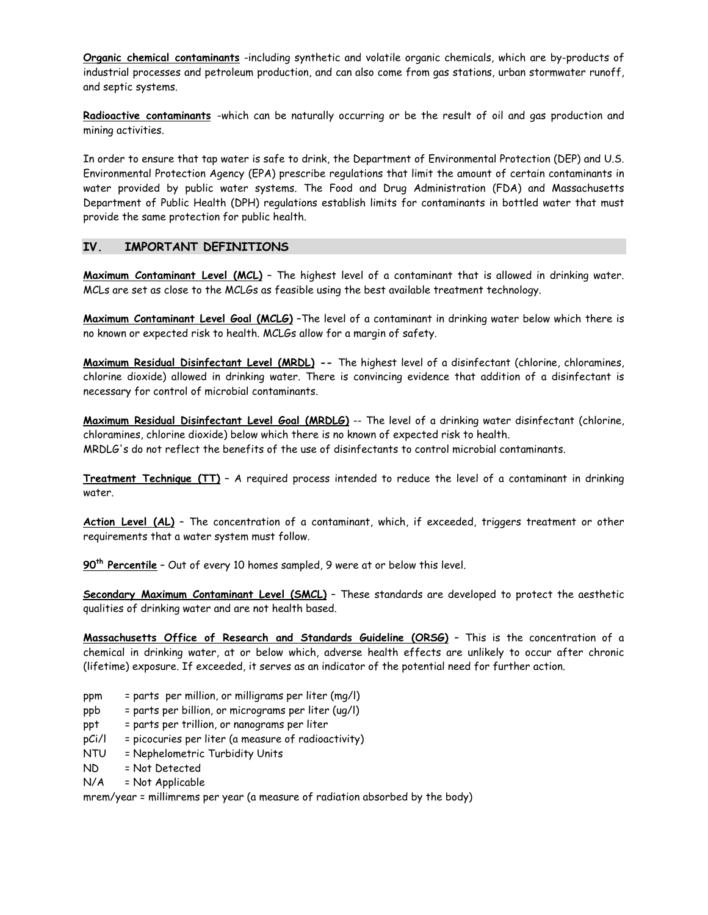**Organic chemical contaminants** -including synthetic and volatile organic chemicals, which are by-products of industrial processes and petroleum production, and can also come from gas stations, urban stormwater runoff, and septic systems.

**Radioactive contaminants** -which can be naturally occurring or be the result of oil and gas production and mining activities.

In order to ensure that tap water is safe to drink, the Department of Environmental Protection (DEP) and U.S. Environmental Protection Agency (EPA) prescribe regulations that limit the amount of certain contaminants in water provided by public water systems. The Food and Drug Administration (FDA) and Massachusetts Department of Public Health (DPH) regulations establish limits for contaminants in bottled water that must provide the same protection for public health.

## IV. IMPORTANT DEFINITIONS

**Maximum Contaminant Level (MCL)** – The highest level of a contaminant that is allowed in drinking water. MCLs are set as close to the MCLGs as feasible using the best available treatment technology.

**Maximum Contaminant Level Goal (MCLG)** –The level of a contaminant in drinking water below which there is no known or expected risk to health. MCLGs allow for a margin of safety.

**Maximum Residual Disinfectant Level (MRDL)** -- The highest level of a disinfectant (chlorine, chloramines, chlorine dioxide) allowed in drinking water. There is convincing evidence that addition of a disinfectant is necessary for control of microbial contaminants.

**Maximum Residual Disinfectant Level Goal (MRDLG)** -- The level of a drinking water disinfectant (chlorine, chloramines, chlorine dioxide) below which there is no known of expected risk to health.
MRDLG's do not reflect the benefits of the use of disinfectants to control microbial contaminants.

**Treatment Technique (TT)** – A required process intended to reduce the level of a contaminant in drinking water.

**Action Level (AL)** – The concentration of a contaminant, which, if exceeded, triggers treatment or other requirements that a water system must follow.

**90th Percentile** – Out of every 10 homes sampled, 9 were at or below this level.

**Secondary Maximum Contaminant Level (SMCL)** – These standards are developed to protect the aesthetic qualities of drinking water and are not health based.

**Massachusetts Office of Research and Standards Guideline (ORSG)** – This is the concentration of a chemical in drinking water, at or below which, adverse health effects are unlikely to occur after chronic (lifetime) exposure. If exceeded, it serves as an indicator of the potential need for further action.

ppm = parts per million, or milligrams per liter (mg/l)
ppb = parts per billion, or micrograms per liter (ug/l)
ppt = parts per trillion, or nanograms per liter
pCi/l = picocuries per liter (a measure of radioactivity)
NTU = Nephelometric Turbidity Units
ND = Not Detected
N/A = Not Applicable
mrem/year = millimrems per year (a measure of radiation absorbed by the body)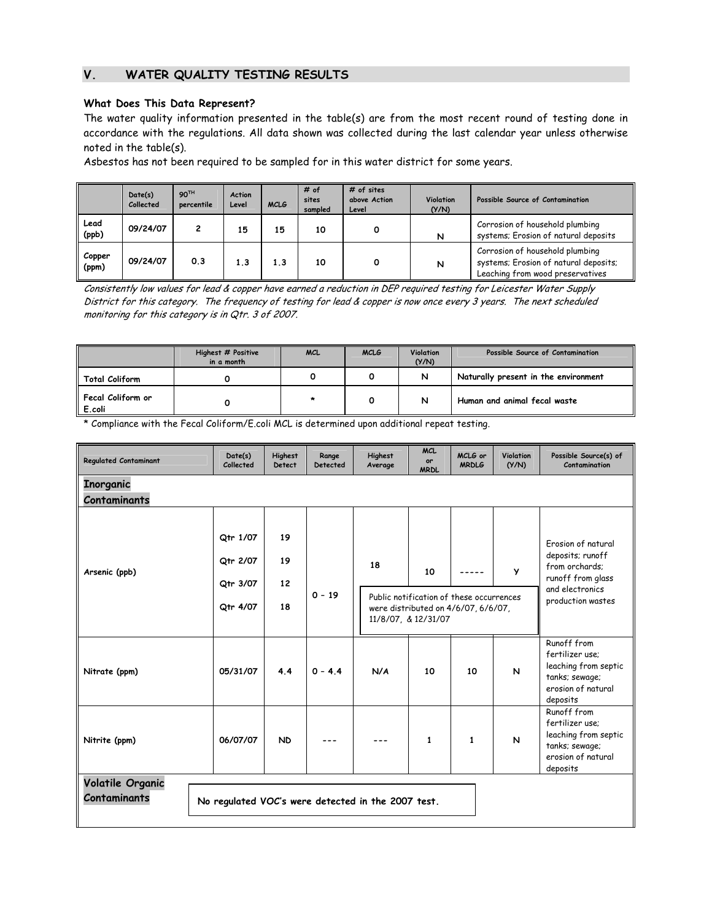## V. WATER QUALITY TESTING RESULTS

**What Does This Data Represent?**

The water quality information presented in the table(s) are from the most recent round of testing done in accordance with the regulations. All data shown was collected during the last calendar year unless otherwise noted in the table(s).

Asbestos has not been required to be sampled for in this water district for some years.

| | Date(s) Collected | 90TH percentile | Action Level | MCLG | # of sites sampled | # of sites above Action Level | Violation (Y/N) | Possible Source of Contamination |
|---|---|---|---|---|---|---|---|---|
| Lead (ppb) | 09/24/07 | 2 | 15 | 15 | 10 | 0 | N | Corrosion of household plumbing systems; Erosion of natural deposits |
| Copper (ppm) | 09/24/07 | 0.3 | 1.3 | 1.3 | 10 | 0 | N | Corrosion of household plumbing systems; Erosion of natural deposits; Leaching from wood preservatives |

*Consistently low values for lead & copper have earned a reduction in DEP required testing for Leicester Water Supply District for this category. The frequency of testing for lead & copper is now once every 3 years. The next scheduled monitoring for this category is in Qtr. 3 of 2007.*

| | Highest # Positive in a month | MCL | MCLG | Violation (Y/N) | Possible Source of Contamination |
|---|---|---|---|---|---|
| Total Coliform | 0 | 0 | 0 | N | Naturally present in the environment |
| Fecal Coliform or E.coli | 0 | * | 0 | N | Human and animal fecal waste |

* Compliance with the Fecal Coliform/E.coli MCL is determined upon additional repeat testing.

| Regulated Contaminant | Date(s) Collected | Highest Detect | Range Detected | Highest Average | MCL or MRDL | MCLG or MRDLG | Violation (Y/N) | Possible Source(s) of Contamination |
|---|---|---|---|---|---|---|---|---|
| **Inorganic Contaminants** | | | | | | | | |
| Arsenic (ppb) | Qtr 1/07<br>Qtr 2/07<br>Qtr 3/07<br>Qtr 4/07 | 19<br>19<br>12<br>18 | 0 – 19 | 18 | 10 | ----- | Y | Erosion of natural deposits; runoff from orchards; runoff from glass and electronics production wastes |
| | | | | Public notification of these occurrences were distributed on 4/6/07, 6/6/07, 11/8/07, & 12/31/07 | | | | |
| Nitrate (ppm) | 05/31/07 | 4.4 | 0 – 4.4 | N/A | 10 | 10 | N | Runoff from fertilizer use; leaching from septic tanks; sewage; erosion of natural deposits |
| Nitrite (ppm) | 06/07/07 | ND | --- | --- | 1 | 1 | N | Runoff from fertilizer use; leaching from septic tanks; sewage; erosion of natural deposits |
| **Volatile Organic Contaminants** | No regulated VOC's were detected in the 2007 test. | | | | | | | |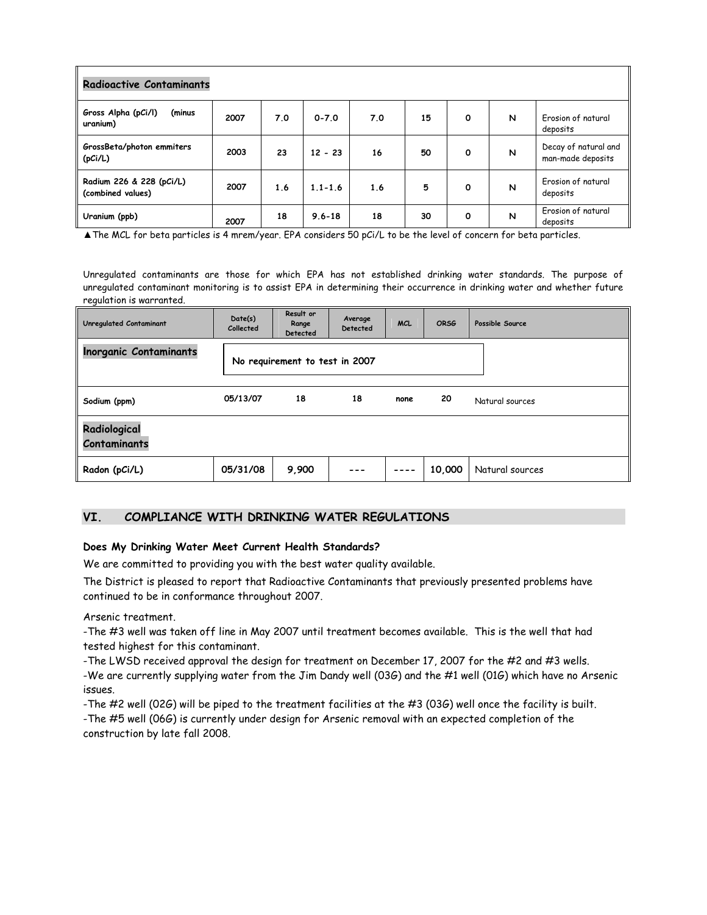| Radioactive Contaminants | | | | | | | | |
|---|---|---|---|---|---|---|---|---|
| Gross Alpha (pCi/l) (minus uranium) | 2007 | 7.0 | 0-7.0 | 7.0 | 15 | 0 | N | Erosion of natural deposits |
| GrossBeta/photon emmiters (pCi/L) | 2003 | 23 | 12 - 23 | 16 | 50 | 0 | N | Decay of natural and man-made deposits |
| Radium 226 & 228 (pCi/L) (combined values) | 2007 | 1.6 | 1.1-1.6 | 1.6 | 5 | 0 | N | Erosion of natural deposits |
| Uranium (ppb) | 2007 | 18 | 9.6-18 | 18 | 30 | 0 | N | Erosion of natural deposits |

▲The MCL for beta particles is 4 mrem/year. EPA considers 50 pCi/L to be the level of concern for beta particles.

Unregulated contaminants are those for which EPA has not established drinking water standards. The purpose of unregulated contaminant monitoring is to assist EPA in determining their occurrence in drinking water and whether future regulation is warranted.

| Unregulated Contaminant | Date(s) Collected | Result or Range Detected | Average Detected | MCL | ORSG | Possible Source |
|---|---|---|---|---|---|---|
| **Inorganic Contaminants** | No requirement to test in 2007 | | | | | |
| Sodium (ppm) | 05/13/07 | 18 | 18 | none | 20 | Natural sources |
| **Radiological Contaminants** | | | | | | |
| Radon (pCi/L) | 05/31/08 | 9,900 | --- | ---- | 10,000 | Natural sources |

## VI. COMPLIANCE WITH DRINKING WATER REGULATIONS

**Does My Drinking Water Meet Current Health Standards?**

We are committed to providing you with the best water quality available.

The District is pleased to report that Radioactive Contaminants that previously presented problems have continued to be in conformance throughout 2007.

Arsenic treatment.

-The #3 well was taken off line in May 2007 until treatment becomes available. This is the well that had tested highest for this contaminant.

-The LWSD received approval the design for treatment on December 17, 2007 for the #2 and #3 wells.

-We are currently supplying water from the Jim Dandy well (03G) and the #1 well (01G) which have no Arsenic issues.

-The #2 well (02G) will be piped to the treatment facilities at the #3 (03G) well once the facility is built.

-The #5 well (06G) is currently under design for Arsenic removal with an expected completion of the construction by late fall 2008.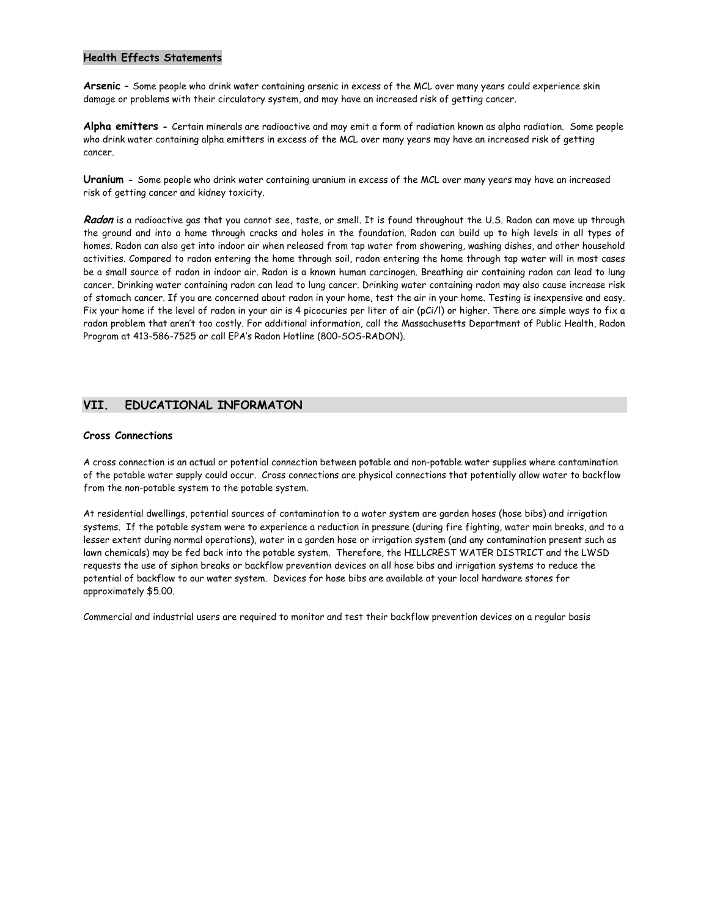### Health Effects Statements

**Arsenic** – Some people who drink water containing arsenic in excess of the MCL over many years could experience skin damage or problems with their circulatory system, and may have an increased risk of getting cancer.

**Alpha emitters** - Certain minerals are radioactive and may emit a form of radiation known as alpha radiation. Some people who drink water containing alpha emitters in excess of the MCL over many years may have an increased risk of getting cancer.

**Uranium** - Some people who drink water containing uranium in excess of the MCL over many years may have an increased risk of getting cancer and kidney toxicity.

***Radon*** is a radioactive gas that you cannot see, taste, or smell. It is found throughout the U.S. Radon can move up through the ground and into a home through cracks and holes in the foundation. Radon can build up to high levels in all types of homes. Radon can also get into indoor air when released from tap water from showering, washing dishes, and other household activities. Compared to radon entering the home through soil, radon entering the home through tap water will in most cases be a small source of radon in indoor air. Radon is a known human carcinogen. Breathing air containing radon can lead to lung cancer. Drinking water containing radon can lead to lung cancer. Drinking water containing radon may also cause increase risk of stomach cancer. If you are concerned about radon in your home, test the air in your home. Testing is inexpensive and easy. Fix your home if the level of radon in your air is 4 picocuries per liter of air (pCi/l) or higher. There are simple ways to fix a radon problem that aren't too costly. For additional information, call the Massachusetts Department of Public Health, Radon Program at 413-586-7525 or call EPA's Radon Hotline (800-SOS-RADON).

## VII. EDUCATIONAL INFORMATON

### Cross Connections

A cross connection is an actual or potential connection between potable and non-potable water supplies where contamination of the potable water supply could occur. Cross connections are physical connections that potentially allow water to backflow from the non-potable system to the potable system.

At residential dwellings, potential sources of contamination to a water system are garden hoses (hose bibs) and irrigation systems. If the potable system were to experience a reduction in pressure (during fire fighting, water main breaks, and to a lesser extent during normal operations), water in a garden hose or irrigation system (and any contamination present such as lawn chemicals) may be fed back into the potable system. Therefore, the HILLCREST WATER DISTRICT and the LWSD requests the use of siphon breaks or backflow prevention devices on all hose bibs and irrigation systems to reduce the potential of backflow to our water system. Devices for hose bibs are available at your local hardware stores for approximately $5.00.

Commercial and industrial users are required to monitor and test their backflow prevention devices on a regular basis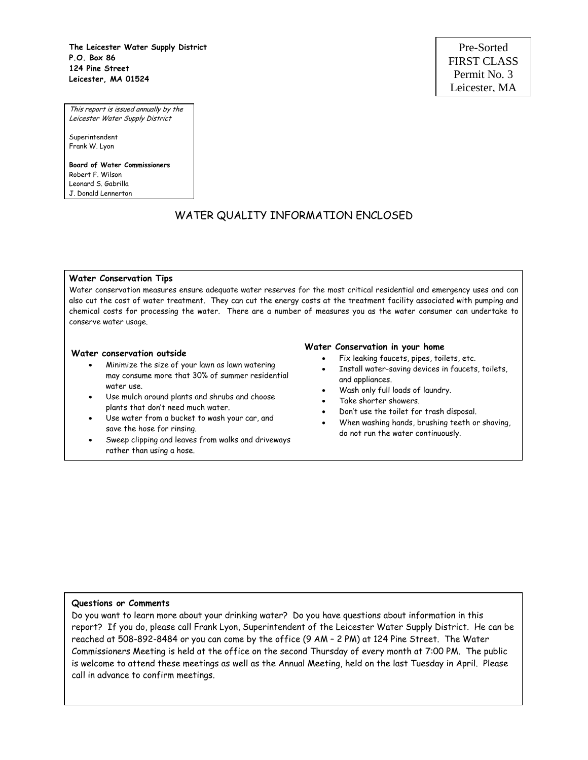**The Leicester Water Supply District**
**P.O. Box 86**
**124 Pine Street**
**Leicester, MA 01524**

Pre-Sorted
FIRST CLASS
Permit No. 3
Leicester, MA

*This report is issued annually by the Leicester Water Supply District*

Superintendent
Frank W. Lyon

**Board of Water Commissioners**
Robert F. Wilson
Leonard S. Gabrilla
J. Donald Lennerton

WATER QUALITY INFORMATION ENCLOSED

**Water Conservation Tips**

Water conservation measures ensure adequate water reserves for the most critical residential and emergency uses and can also cut the cost of water treatment. They can cut the energy costs at the treatment facility associated with pumping and chemical costs for processing the water. There are a number of measures you as the water consumer can undertake to conserve water usage.

**Water conservation outside**

- Minimize the size of your lawn as lawn watering may consume more that 30% of summer residential water use.
- Use mulch around plants and shrubs and choose plants that don't need much water.
- Use water from a bucket to wash your car, and save the hose for rinsing.
- Sweep clipping and leaves from walks and driveways rather than using a hose.

**Water Conservation in your home**

- Fix leaking faucets, pipes, toilets, etc.
- Install water-saving devices in faucets, toilets, and appliances.
- Wash only full loads of laundry.
- Take shorter showers.
- Don't use the toilet for trash disposal.
- When washing hands, brushing teeth or shaving, do not run the water continuously.

**Questions or Comments**

Do you want to learn more about your drinking water? Do you have questions about information in this report? If you do, please call Frank Lyon, Superintendent of the Leicester Water Supply District. He can be reached at 508-892-8484 or you can come by the office (9 AM – 2 PM) at 124 Pine Street. The Water Commissioners Meeting is held at the office on the second Thursday of every month at 7:00 PM. The public is welcome to attend these meetings as well as the Annual Meeting, held on the last Tuesday in April. Please call in advance to confirm meetings.